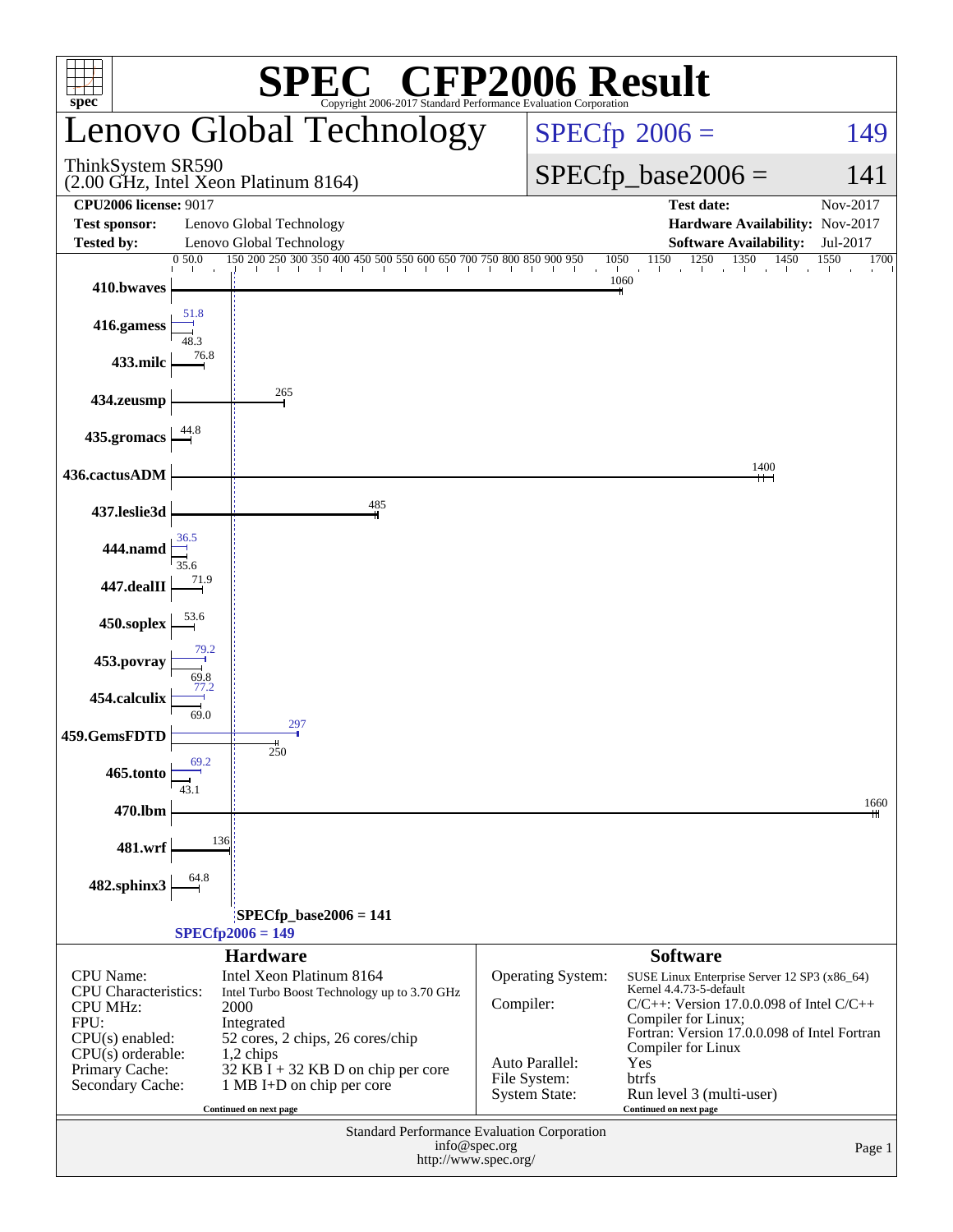# SPEC CFP2006 Result

Copyright 2006-2017 Standard Performance Evaluation Corporation

## Lenovo Global Technology

ThinkSystem SR590
(2.00 GHz, Intel Xeon Platinum 8164)

SPECfp 2006 = 149

SPECfp_base2006 = 141

| | | | |
|---|---|---|---|
| **CPU2006 license:** 9017 | | **Test date:** | Nov-2017 |
| **Test sponsor:** | Lenovo Global Technology | **Hardware Availability:** | Nov-2017 |
| **Tested by:** | Lenovo Global Technology | **Software Availability:** | Jul-2017 |

| Benchmark | Base | Peak |
|---|---|---|
| 410.bwaves | 1060 | |
| 416.gamess | 48.3 | 51.8 |
| 433.milc | 76.8 | |
| 434.zeusmp | 265 | |
| 435.gromacs | 44.8 | |
| 436.cactusADM | 1400 | |
| 437.leslie3d | 485 | |
| 444.namd | 35.6 | 36.5 |
| 447.dealII | 71.9 | |
| 450.soplex | 53.6 | |
| 453.povray | 69.8 | 79.2 |
| 454.calculix | 69.0 | 77.2 |
| 459.GemsFDTD | 250 | 297 |
| 465.tonto | 43.1 | 69.2 |
| 470.lbm | 1660 | |
| 481.wrf | 136 | |
| 482.sphinx3 | 64.8 | |

SPECfp_base2006 = 141

SPECfp2006 = 149

### Hardware

| | |
|---|---|
| CPU Name: | Intel Xeon Platinum 8164 |
| CPU Characteristics: | Intel Turbo Boost Technology up to 3.70 GHz |
| CPU MHz: | 2000 |
| FPU: | Integrated |
| CPU(s) enabled: | 52 cores, 2 chips, 26 cores/chip |
| CPU(s) orderable: | 1,2 chips |
| Primary Cache: | 32 KB I + 32 KB D on chip per core |
| Secondary Cache: | 1 MB I+D on chip per core |

Continued on next page

### Software

| | |
|---|---|
| Operating System: | SUSE Linux Enterprise Server 12 SP3 (x86_64) Kernel 4.4.73-5-default |
| Compiler: | C/C++: Version 17.0.0.098 of Intel C/C++ Compiler for Linux; Fortran: Version 17.0.0.098 of Intel Fortran Compiler for Linux |
| Auto Parallel: | Yes |
| File System: | btrfs |
| System State: | Run level 3 (multi-user) |

Continued on next page

Standard Performance Evaluation Corporation
info@spec.org
http://www.spec.org/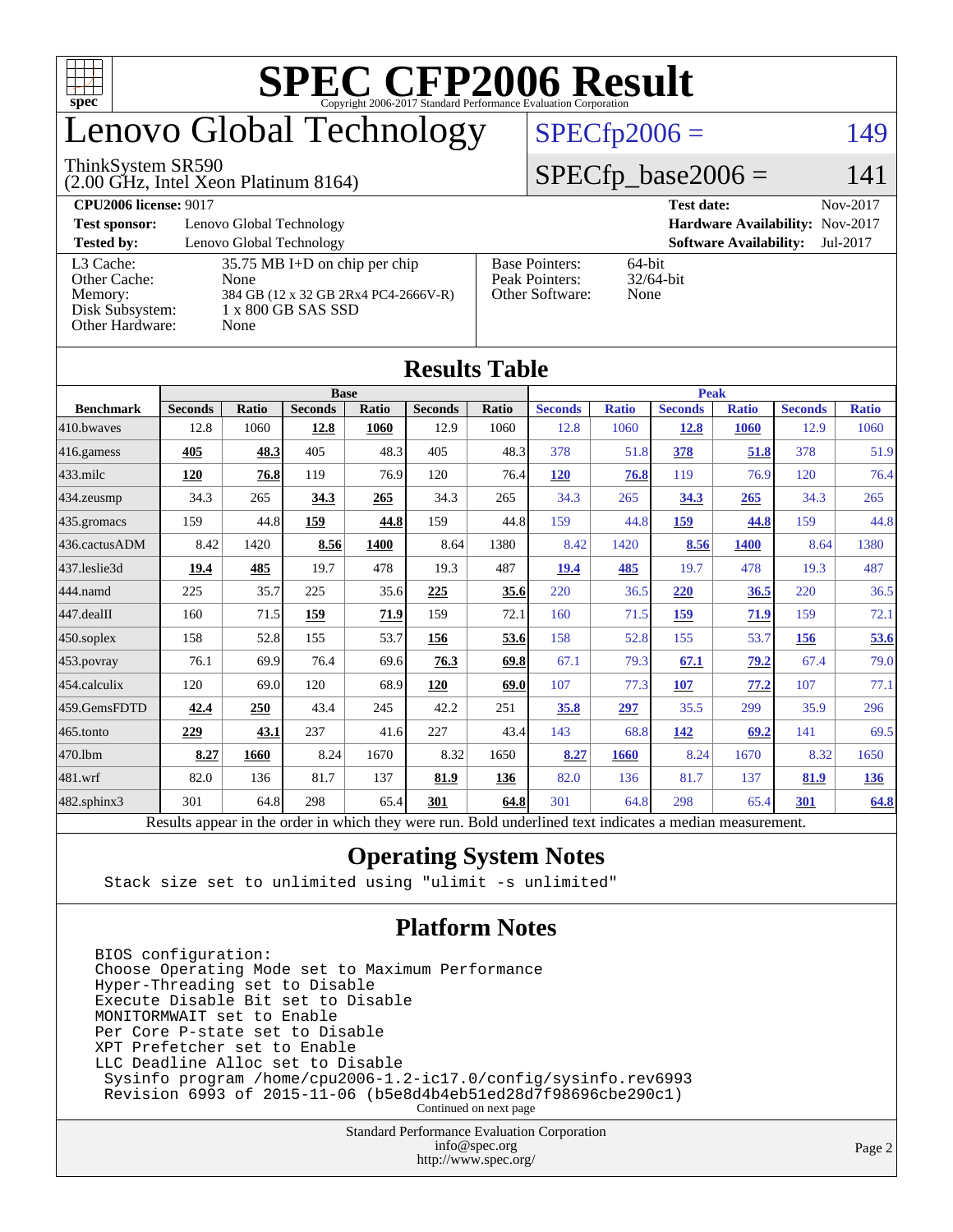# SPEC CFP2006 Result

Copyright 2006-2017 Standard Performance Evaluation Corporation

## Lenovo Global Technology

ThinkSystem SR590
(2.00 GHz, Intel Xeon Platinum 8164)

SPECfp2006 = 149

SPECfp_base2006 = 141

**CPU2006 license:** 9017 | **Test date:** Nov-2017
**Test sponsor:** Lenovo Global Technology | **Hardware Availability:** Nov-2017
**Tested by:** Lenovo Global Technology | **Software Availability:** Jul-2017

| | |
|---|---|
| L3 Cache: | 35.75 MB I+D on chip per chip |
| Other Cache: | None |
| Memory: | 384 GB (12 x 32 GB 2Rx4 PC4-2666V-R) |
| Disk Subsystem: | 1 x 800 GB SAS SSD |
| Other Hardware: | None |

| | |
|---|---|
| Base Pointers: | 64-bit |
| Peak Pointers: | 32/64-bit |
| Other Software: | None |

## Results Table

| | Base | | | | | | Peak | | | | | |
|---|---|---|---|---|---|---|---|---|---|---|---|---|
| **Benchmark** | **Seconds** | **Ratio** | **Seconds** | **Ratio** | **Seconds** | **Ratio** | **Seconds** | **Ratio** | **Seconds** | **Ratio** | **Seconds** | **Ratio** |
| 410.bwaves | 12.8 | 1060 | **12.8** | **1060** | 12.9 | 1060 | 12.8 | 1060 | **12.8** | **1060** | 12.9 | 1060 |
| 416.gamess | **405** | **48.3** | 405 | 48.3 | 405 | 48.3 | 378 | 51.8 | **378** | **51.8** | 378 | 51.9 |
| 433.milc | **120** | **76.8** | 119 | 76.9 | 120 | 76.4 | **120** | **76.8** | 119 | 76.9 | 120 | 76.4 |
| 434.zeusmp | 34.3 | 265 | **34.3** | **265** | 34.3 | 265 | 34.3 | 265 | **34.3** | **265** | 34.3 | 265 |
| 435.gromacs | 159 | 44.8 | **159** | **44.8** | 159 | 44.8 | 159 | 44.8 | **159** | **44.8** | 159 | 44.8 |
| 436.cactusADM | 8.42 | 1420 | **8.56** | **1400** | 8.64 | 1380 | 8.42 | 1420 | **8.56** | **1400** | 8.64 | 1380 |
| 437.leslie3d | **19.4** | **485** | 19.7 | 478 | 19.3 | 487 | **19.4** | **485** | 19.7 | 478 | 19.3 | 487 |
| 444.namd | 225 | 35.7 | 225 | 35.6 | **225** | **35.6** | 220 | 36.5 | **220** | **36.5** | 220 | 36.5 |
| 447.dealII | 160 | 71.5 | **159** | **71.9** | 159 | 72.1 | 160 | 71.5 | **159** | **71.9** | 159 | 72.1 |
| 450.soplex | 158 | 52.8 | 155 | 53.7 | **156** | **53.6** | 158 | 52.8 | 155 | 53.7 | **156** | **53.6** |
| 453.povray | 76.1 | 69.9 | 76.4 | 69.6 | **76.3** | **69.8** | 67.1 | 79.3 | **67.1** | **79.2** | 67.4 | 79.0 |
| 454.calculix | 120 | 69.0 | 120 | 68.9 | **120** | **69.0** | 107 | 77.3 | **107** | **77.2** | 107 | 77.1 |
| 459.GemsFDTD | **42.4** | **250** | 43.4 | 245 | 42.2 | 251 | **35.8** | **297** | 35.5 | 299 | 35.9 | 296 |
| 465.tonto | **229** | **43.1** | 237 | 41.6 | 227 | 43.4 | 143 | 68.8 | **142** | **69.2** | 141 | 69.5 |
| 470.lbm | **8.27** | **1660** | 8.24 | 1670 | 8.32 | 1650 | **8.27** | **1660** | 8.24 | 1670 | 8.32 | 1650 |
| 481.wrf | 82.0 | 136 | 81.7 | 137 | **81.9** | **136** | 82.0 | 136 | 81.7 | 137 | **81.9** | **136** |
| 482.sphinx3 | 301 | 64.8 | 298 | 65.4 | **301** | **64.8** | 301 | 64.8 | 298 | 65.4 | **301** | **64.8** |

Results appear in the order in which they were run. Bold underlined text indicates a median measurement.

## Operating System Notes

```
Stack size set to unlimited using "ulimit -s unlimited"
```

## Platform Notes

```
BIOS configuration:
Choose Operating Mode set to Maximum Performance
Hyper-Threading set to Disable
Execute Disable Bit set to Disable
MONITORMWAIT set to Enable
Per Core P-state set to Disable
XPT Prefetcher set to Enable
LLC Deadline Alloc set to Disable
 Sysinfo program /home/cpu2006-1.2-ic17.0/config/sysinfo.rev6993
 Revision 6993 of 2015-11-06 (b5e8d4b4eb51ed28d7f98696cbe290c1)
```

Continued on next page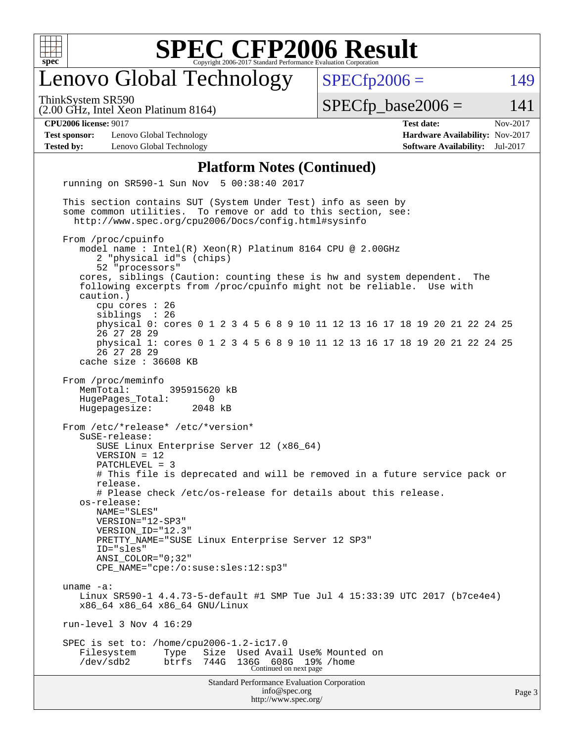# SPEC CFP2006 Result

Copyright 2006-2017 Standard Performance Evaluation Corporation

## Lenovo Global Technology

ThinkSystem SR590
(2.00 GHz, Intel Xeon Platinum 8164)

SPECfp2006 = 149

SPECfp_base2006 = 141

**CPU2006 license:** 9017
**Test sponsor:** Lenovo Global Technology
**Tested by:** Lenovo Global Technology

**Test date:** Nov-2017
**Hardware Availability:** Nov-2017
**Software Availability:** Jul-2017

### Platform Notes (Continued)

```
running on SR590-1 Sun Nov  5 00:38:40 2017

This section contains SUT (System Under Test) info as seen by
some common utilities.  To remove or add to this section, see:
  http://www.spec.org/cpu2006/Docs/config.html#sysinfo

From /proc/cpuinfo
   model name : Intel(R) Xeon(R) Platinum 8164 CPU @ 2.00GHz
      2 "physical id"s (chips)
      52 "processors"
   cores, siblings (Caution: counting these is hw and system dependent.  The
   following excerpts from /proc/cpuinfo might not be reliable.  Use with
   caution.)
      cpu cores : 26
      siblings  : 26
      physical 0: cores 0 1 2 3 4 5 6 8 9 10 11 12 13 16 17 18 19 20 21 22 24 25
      26 27 28 29
      physical 1: cores 0 1 2 3 4 5 6 8 9 10 11 12 13 16 17 18 19 20 21 22 24 25
      26 27 28 29
   cache size : 36608 KB

From /proc/meminfo
   MemTotal:       395915620 kB
   HugePages_Total:       0
   Hugepagesize:       2048 kB

From /etc/*release* /etc/*version*
   SuSE-release:
      SUSE Linux Enterprise Server 12 (x86_64)
      VERSION = 12
      PATCHLEVEL = 3
      # This file is deprecated and will be removed in a future service pack or
      release.
      # Please check /etc/os-release for details about this release.
   os-release:
      NAME="SLES"
      VERSION="12-SP3"
      VERSION_ID="12.3"
      PRETTY_NAME="SUSE Linux Enterprise Server 12 SP3"
      ID="sles"
      ANSI_COLOR="0;32"
      CPE_NAME="cpe:/o:suse:sles:12:sp3"

uname -a:
   Linux SR590-1 4.4.73-5-default #1 SMP Tue Jul 4 15:33:39 UTC 2017 (b7ce4e4)
   x86_64 x86_64 x86_64 GNU/Linux

run-level 3 Nov 4 16:29

SPEC is set to: /home/cpu2006-1.2-ic17.0
   Filesystem     Type   Size  Used Avail Use% Mounted on
   /dev/sdb2      btrfs  744G  136G  608G  19% /home
```

Continued on next page

Standard Performance Evaluation Corporation
info@spec.org
http://www.spec.org/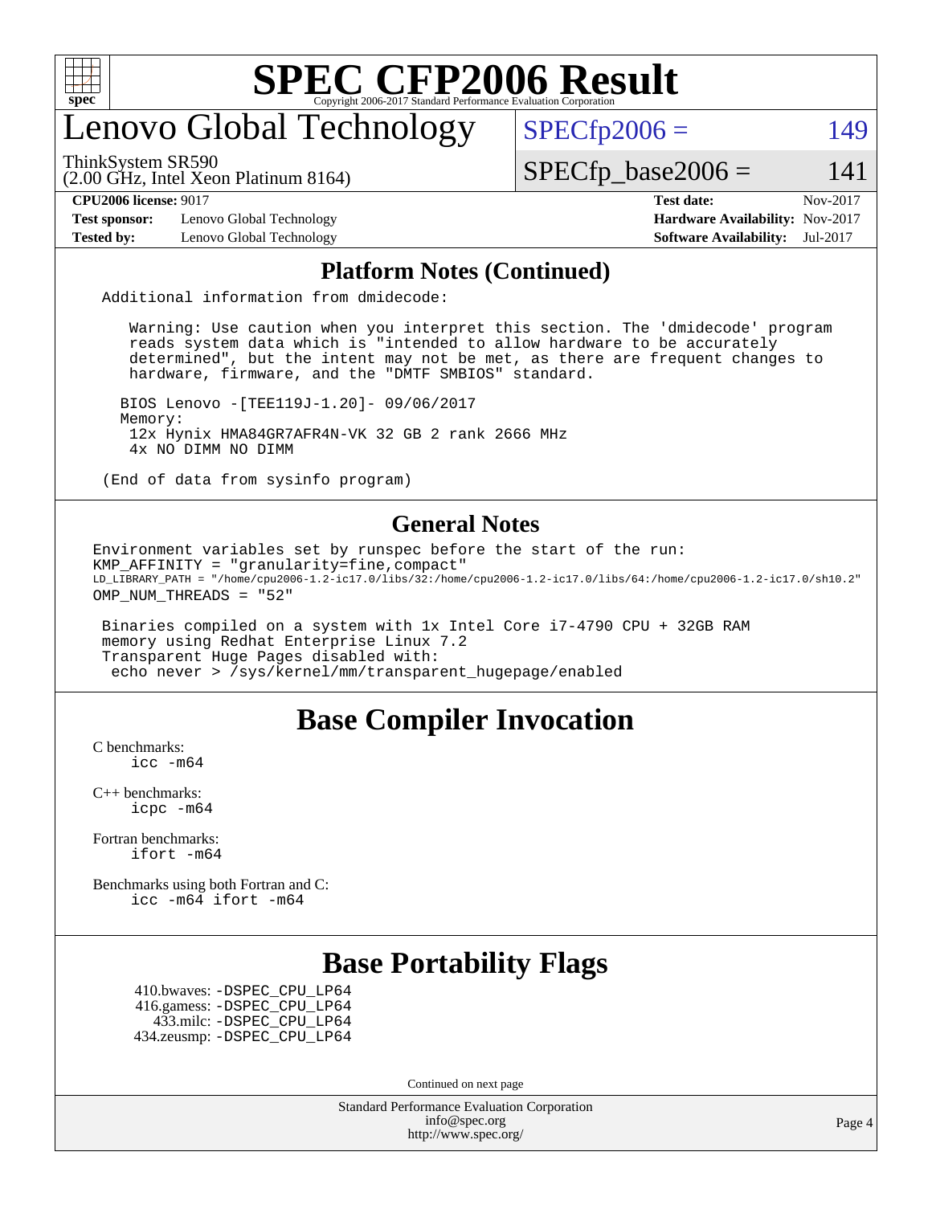## Platform Notes (Continued)

```
Additional information from dmidecode:

   Warning: Use caution when you interpret this section. The 'dmidecode' program
   reads system data which is "intended to allow hardware to be accurately
   determined", but the intent may not be met, as there are frequent changes to
   hardware, firmware, and the "DMTF SMBIOS" standard.

  BIOS Lenovo -[TEE119J-1.20]- 09/06/2017
  Memory:
   12x Hynix HMA84GR7AFR4N-VK 32 GB 2 rank 2666 MHz
   4x NO DIMM NO DIMM

(End of data from sysinfo program)
```

## General Notes

```
Environment variables set by runspec before the start of the run:
KMP_AFFINITY = "granularity=fine,compact"
LD_LIBRARY_PATH = "/home/cpu2006-1.2-ic17.0/libs/32:/home/cpu2006-1.2-ic17.0/libs/64:/home/cpu2006-1.2-ic17.0/sh10.2"
OMP_NUM_THREADS = "52"

 Binaries compiled on a system with 1x Intel Core i7-4790 CPU + 32GB RAM
 memory using Redhat Enterprise Linux 7.2
 Transparent Huge Pages disabled with:
  echo never > /sys/kernel/mm/transparent_hugepage/enabled
```

# Base Compiler Invocation

C benchmarks:
    icc -m64

C++ benchmarks:
    icpc -m64

Fortran benchmarks:
    ifort -m64

Benchmarks using both Fortran and C:
    icc -m64 ifort -m64

# Base Portability Flags

410.bwaves: -DSPEC_CPU_LP64
416.gamess: -DSPEC_CPU_LP64
433.milc: -DSPEC_CPU_LP64
434.zeusmp: -DSPEC_CPU_LP64

Continued on next page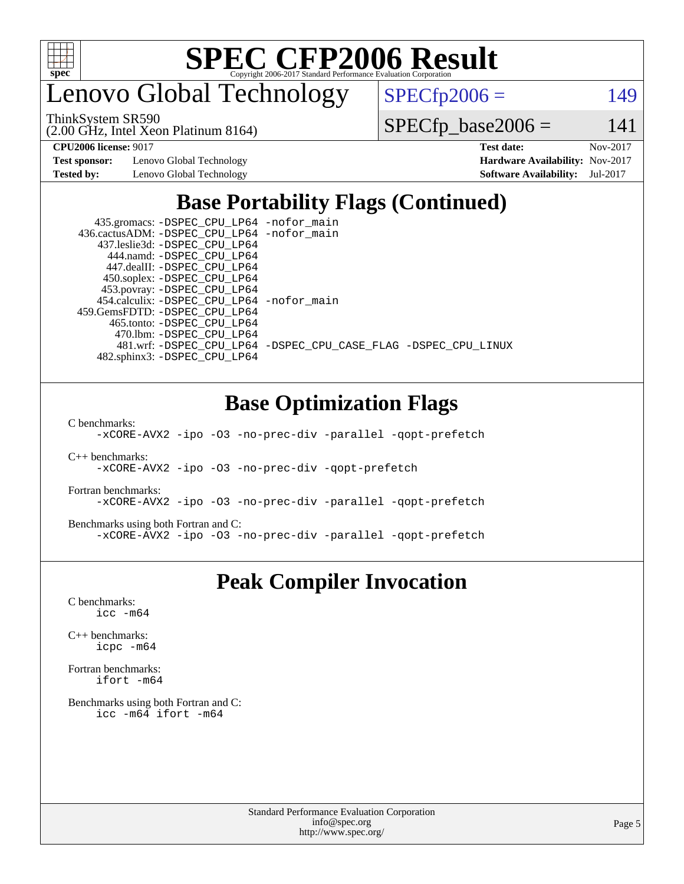# SPEC CFP2006 Result

Copyright 2006-2017 Standard Performance Evaluation Corporation

## Lenovo Global Technology

ThinkSystem SR590
(2.00 GHz, Intel Xeon Platinum 8164)

SPECfp2006 = 149

SPECfp_base2006 = 141

| | | | |
|---|---|---|---|
| **CPU2006 license:** 9017 | | **Test date:** | Nov-2017 |
| **Test sponsor:** | Lenovo Global Technology | **Hardware Availability:** | Nov-2017 |
| **Tested by:** | Lenovo Global Technology | **Software Availability:** | Jul-2017 |

## Base Portability Flags (Continued)

```
    435.gromacs: -DSPEC_CPU_LP64 -nofor_main
  436.cactusADM: -DSPEC_CPU_LP64 -nofor_main
    437.leslie3d: -DSPEC_CPU_LP64
      444.namd: -DSPEC_CPU_LP64
     447.dealII: -DSPEC_CPU_LP64
    450.soplex: -DSPEC_CPU_LP64
    453.povray: -DSPEC_CPU_LP64
   454.calculix: -DSPEC_CPU_LP64 -nofor_main
  459.GemsFDTD: -DSPEC_CPU_LP64
     465.tonto: -DSPEC_CPU_LP64
       470.lbm: -DSPEC_CPU_LP64
       481.wrf: -DSPEC_CPU_LP64 -DSPEC_CPU_CASE_FLAG -DSPEC_CPU_LINUX
    482.sphinx3: -DSPEC_CPU_LP64
```

## Base Optimization Flags

C benchmarks:
```
-xCORE-AVX2 -ipo -O3 -no-prec-div -parallel -qopt-prefetch
```

C++ benchmarks:
```
-xCORE-AVX2 -ipo -O3 -no-prec-div -qopt-prefetch
```

Fortran benchmarks:
```
-xCORE-AVX2 -ipo -O3 -no-prec-div -parallel -qopt-prefetch
```

Benchmarks using both Fortran and C:
```
-xCORE-AVX2 -ipo -O3 -no-prec-div -parallel -qopt-prefetch
```

## Peak Compiler Invocation

C benchmarks:
```
icc -m64
```

C++ benchmarks:
```
icpc -m64
```

Fortran benchmarks:
```
ifort -m64
```

Benchmarks using both Fortran and C:
```
icc -m64 ifort -m64
```

Standard Performance Evaluation Corporation
info@spec.org
http://www.spec.org/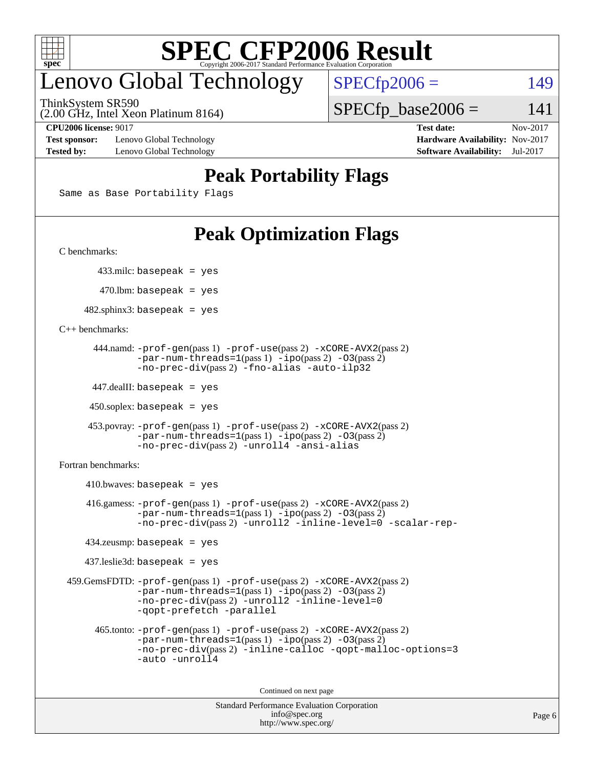# SPEC CFP2006 Result

Copyright 2006-2017 Standard Performance Evaluation Corporation

# Lenovo Global Technology

ThinkSystem SR590
(2.00 GHz, Intel Xeon Platinum 8164)

SPECfp2006 = 149

SPECfp_base2006 = 141

**CPU2006 license:** 9017 **Test date:** Nov-2017
**Test sponsor:** Lenovo Global Technology **Hardware Availability:** Nov-2017
**Tested by:** Lenovo Global Technology **Software Availability:** Jul-2017

## Peak Portability Flags

Same as Base Portability Flags

## Peak Optimization Flags

C benchmarks:

433.milc: basepeak = yes

470.lbm: basepeak = yes

482.sphinx3: basepeak = yes

C++ benchmarks:

444.namd: -prof-gen(pass 1) -prof-use(pass 2) -xCORE-AVX2(pass 2) -par-num-threads=1(pass 1) -ipo(pass 2) -O3(pass 2) -no-prec-div(pass 2) -fno-alias -auto-ilp32

447.dealII: basepeak = yes

450.soplex: basepeak = yes

453.povray: -prof-gen(pass 1) -prof-use(pass 2) -xCORE-AVX2(pass 2) -par-num-threads=1(pass 1) -ipo(pass 2) -O3(pass 2) -no-prec-div(pass 2) -unroll4 -ansi-alias

Fortran benchmarks:

410.bwaves: basepeak = yes

416.gamess: -prof-gen(pass 1) -prof-use(pass 2) -xCORE-AVX2(pass 2) -par-num-threads=1(pass 1) -ipo(pass 2) -O3(pass 2) -no-prec-div(pass 2) -unroll2 -inline-level=0 -scalar-rep-

434.zeusmp: basepeak = yes

437.leslie3d: basepeak = yes

459.GemsFDTD: -prof-gen(pass 1) -prof-use(pass 2) -xCORE-AVX2(pass 2) -par-num-threads=1(pass 1) -ipo(pass 2) -O3(pass 2) -no-prec-div(pass 2) -unroll2 -inline-level=0 -qopt-prefetch -parallel

465.tonto: -prof-gen(pass 1) -prof-use(pass 2) -xCORE-AVX2(pass 2) -par-num-threads=1(pass 1) -ipo(pass 2) -O3(pass 2) -no-prec-div(pass 2) -inline-calloc -qopt-malloc-options=3 -auto -unroll4

Continued on next page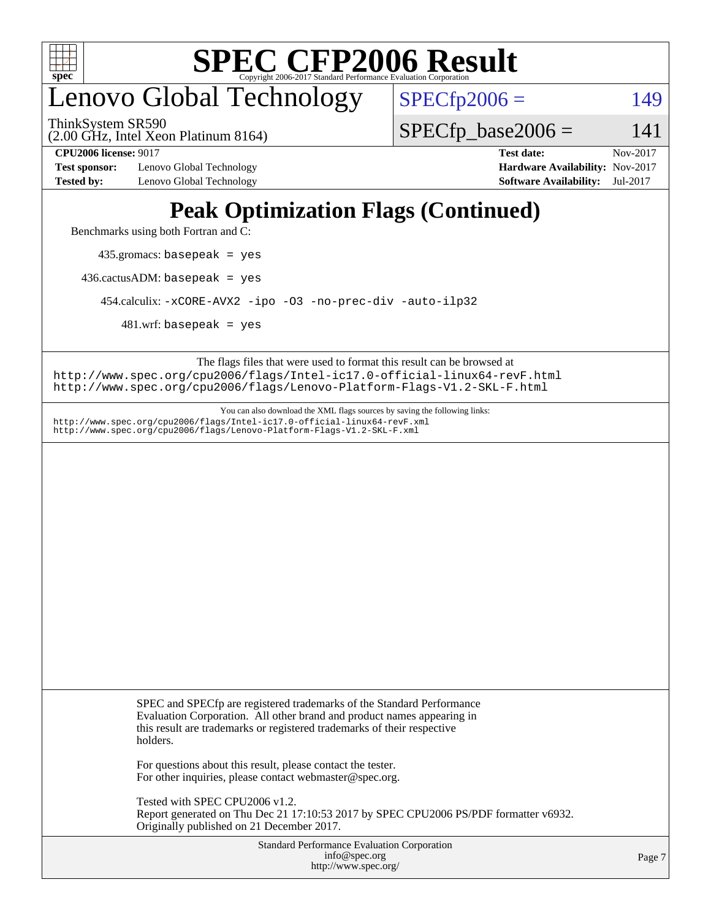# Peak Optimization Flags (Continued)

Benchmarks using both Fortran and C:

435.gromacs: basepeak = yes

436.cactusADM: basepeak = yes

454.calculix: -xCORE-AVX2 -ipo -O3 -no-prec-div -auto-ilp32

481.wrf: basepeak = yes

The flags files that were used to format this result can be browsed at
http://www.spec.org/cpu2006/flags/Intel-ic17.0-official-linux64-revF.html
http://www.spec.org/cpu2006/flags/Lenovo-Platform-Flags-V1.2-SKL-F.html

You can also download the XML flags sources by saving the following links:
http://www.spec.org/cpu2006/flags/Intel-ic17.0-official-linux64-revF.xml
http://www.spec.org/cpu2006/flags/Lenovo-Platform-Flags-V1.2-SKL-F.xml

SPEC and SPECfp are registered trademarks of the Standard Performance Evaluation Corporation. All other brand and product names appearing in this result are trademarks or registered trademarks of their respective holders.

For questions about this result, please contact the tester.
For other inquiries, please contact webmaster@spec.org.

Tested with SPEC CPU2006 v1.2.
Report generated on Thu Dec 21 17:10:53 2017 by SPEC CPU2006 PS/PDF formatter v6932.
Originally published on 21 December 2017.